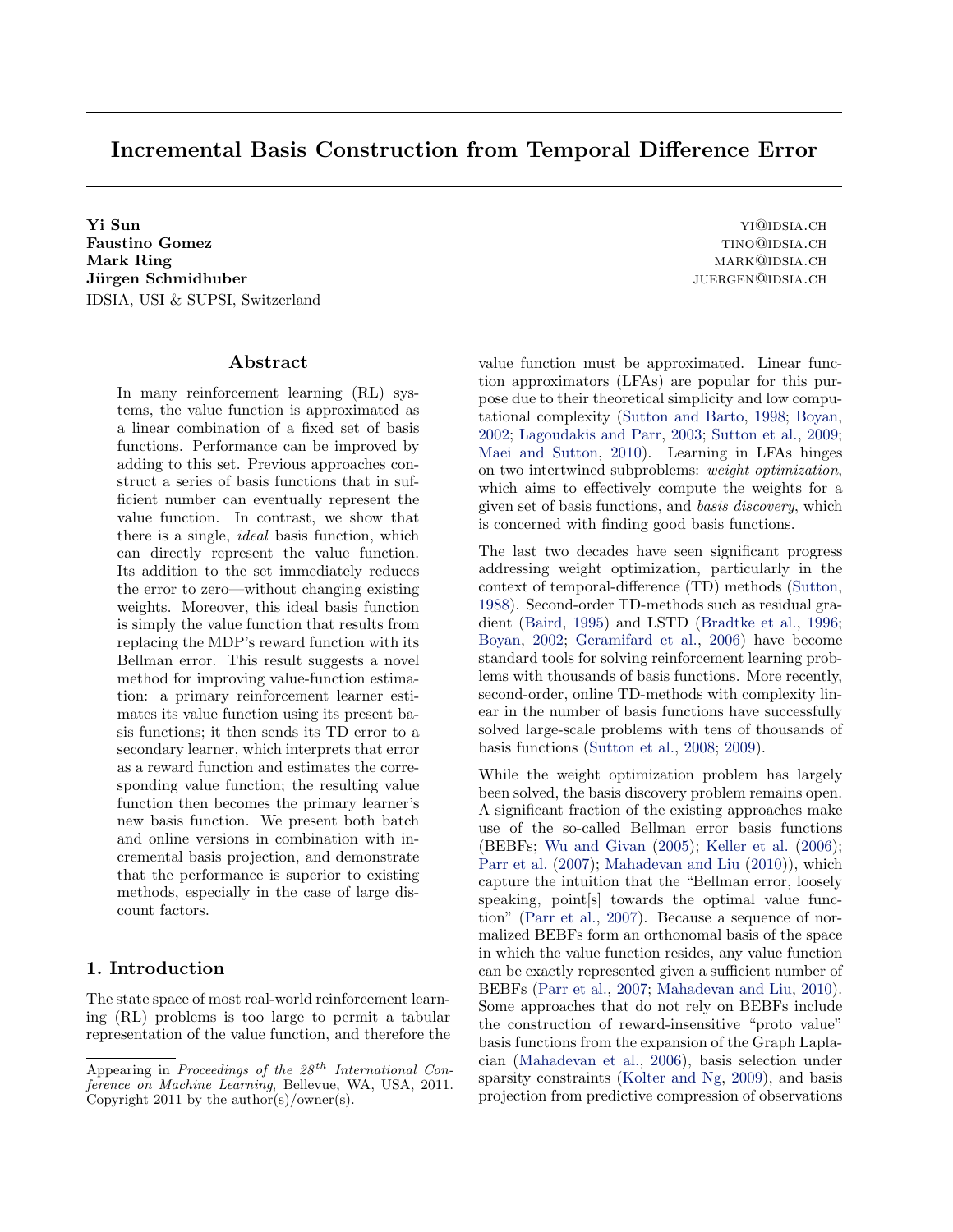# Incremental Basis Construction from Temporal Difference Error

**Yi Sun** YI@IDSIA.CH
**Faustino Gomez** TINO@IDSIA.CH
**Mark Ring** MARK@IDSIA.CH
**Jürgen Schmidhuber** JUERGEN@IDSIA.CH
IDSIA, USI & SUPSI, Switzerland

## Abstract

In many reinforcement learning (RL) systems, the value function is approximated as a linear combination of a fixed set of basis functions. Performance can be improved by adding to this set. Previous approaches construct a series of basis functions that in sufficient number can eventually represent the value function. In contrast, we show that there is a single, *ideal* basis function, which can directly represent the value function. Its addition to the set immediately reduces the error to zero—without changing existing weights. Moreover, this ideal basis function is simply the value function that results from replacing the MDP's reward function with its Bellman error. This result suggests a novel method for improving value-function estimation: a primary reinforcement learner estimates its value function using its present basis functions; it then sends its TD error to a secondary learner, which interprets that error as a reward function and estimates the corresponding value function; the resulting value function then becomes the primary learner's new basis function. We present both batch and online versions in combination with incremental basis projection, and demonstrate that the performance is superior to existing methods, especially in the case of large discount factors.

## 1. Introduction

The state space of most real-world reinforcement learning (RL) problems is too large to permit a tabular representation of the value function, and therefore the value function must be approximated. Linear function approximators (LFAs) are popular for this purpose due to their theoretical simplicity and low computational complexity (Sutton and Barto, 1998; Boyan, 2002; Lagoudakis and Parr, 2003; Sutton et al., 2009; Maei and Sutton, 2010). Learning in LFAs hinges on two intertwined subproblems: *weight optimization*, which aims to effectively compute the weights for a given set of basis functions, and *basis discovery*, which is concerned with finding good basis functions.

The last two decades have seen significant progress addressing weight optimization, particularly in the context of temporal-difference (TD) methods (Sutton, 1988). Second-order TD-methods such as residual gradient (Baird, 1995) and LSTD (Bradtke et al., 1996; Boyan, 2002; Geramifard et al., 2006) have become standard tools for solving reinforcement learning problems with thousands of basis functions. More recently, second-order, online TD-methods with complexity linear in the number of basis functions have successfully solved large-scale problems with tens of thousands of basis functions (Sutton et al., 2008; 2009).

While the weight optimization problem has largely been solved, the basis discovery problem remains open. A significant fraction of the existing approaches make use of the so-called Bellman error basis functions (BEBFs; Wu and Givan (2005); Keller et al. (2006); Parr et al. (2007); Mahadevan and Liu (2010)), which capture the intuition that the "Bellman error, loosely speaking, point[s] towards the optimal value function" (Parr et al., 2007). Because a sequence of normalized BEBFs form an orthonomal basis of the space in which the value function resides, any value function can be exactly represented given a sufficient number of BEBFs (Parr et al., 2007; Mahadevan and Liu, 2010). Some approaches that do not rely on BEBFs include the construction of reward-insensitive "proto value" basis functions from the expansion of the Graph Laplacian (Mahadevan et al., 2006), basis selection under sparsity constraints (Kolter and Ng, 2009), and basis projection from predictive compression of observations

Appearing in *Proceedings of the 28th International Conference on Machine Learning*, Bellevue, WA, USA, 2011. Copyright 2011 by the author(s)/owner(s).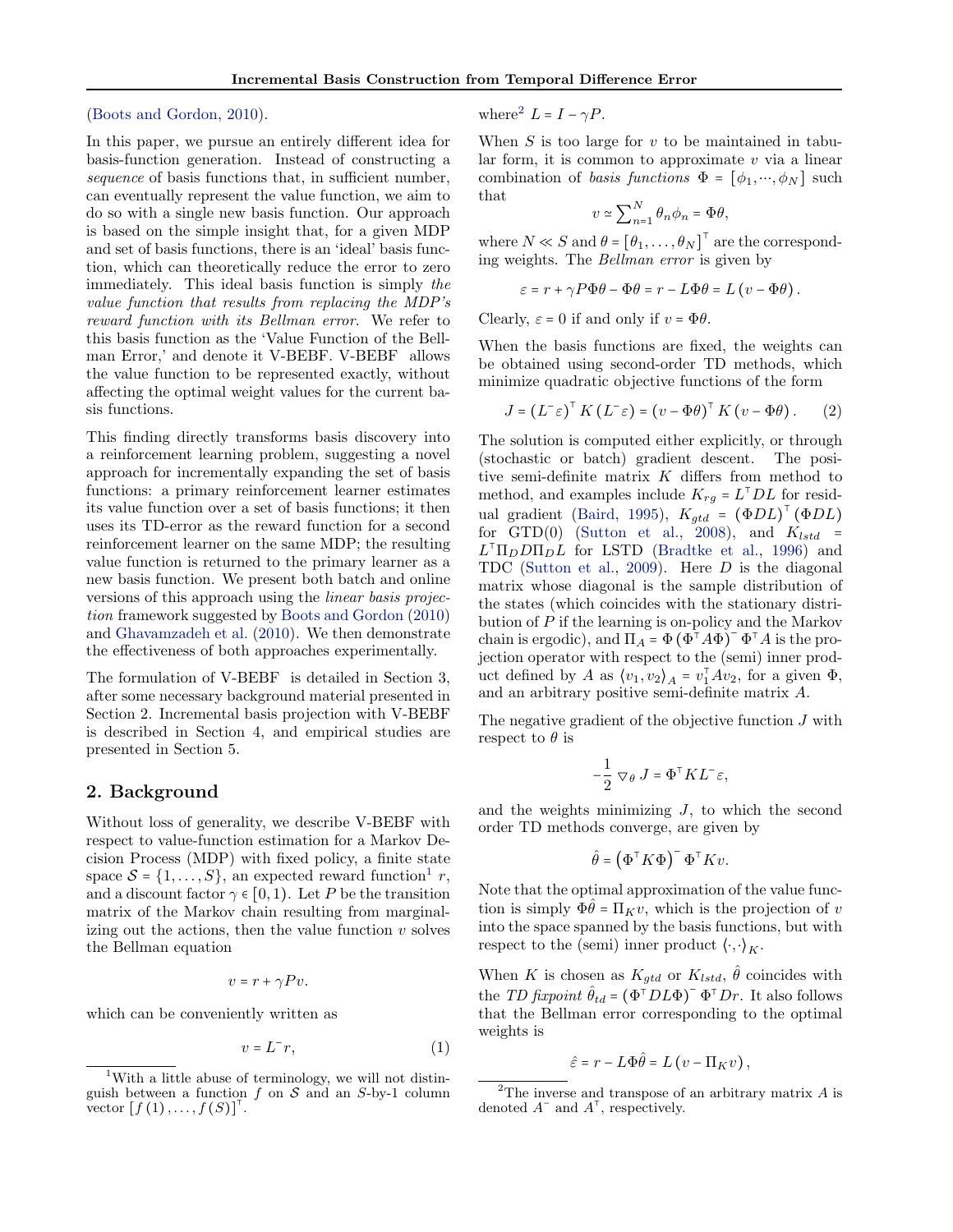(Boots and Gordon, 2010).

In this paper, we pursue an entirely different idea for basis-function generation. Instead of constructing a *sequence* of basis functions that, in sufficient number, can eventually represent the value function, we aim to do so with a single new basis function. Our approach is based on the simple insight that, for a given MDP and set of basis functions, there is an 'ideal' basis function, which can theoretically reduce the error to zero immediately. This ideal basis function is simply *the value function that results from replacing the MDP's reward function with its Bellman error.* We refer to this basis function as the 'Value Function of the Bellman Error,' and denote it V-BEBF. V-BEBF allows the value function to be represented exactly, without affecting the optimal weight values for the current basis functions.

This finding directly transforms basis discovery into a reinforcement learning problem, suggesting a novel approach for incrementally expanding the set of basis functions: a primary reinforcement learner estimates its value function over a set of basis functions; it then uses its TD-error as the reward function for a second reinforcement learner on the same MDP; the resulting value function is returned to the primary learner as a new basis function. We present both batch and online versions of this approach using the *linear basis projection* framework suggested by Boots and Gordon (2010) and Ghavamzadeh et al. (2010). We then demonstrate the effectiveness of both approaches experimentally.

The formulation of V-BEBF is detailed in Section 3, after some necessary background material presented in Section 2. Incremental basis projection with V-BEBF is described in Section 4, and empirical studies are presented in Section 5.

## 2. Background

Without loss of generality, we describe V-BEBF with respect to value-function estimation for a Markov Decision Process (MDP) with fixed policy, a finite state space $\mathcal{S} = \{1, \ldots, S\}$, an expected reward function[1] $r$, and a discount factor $\gamma \in [0, 1)$. Let $P$ be the transition matrix of the Markov chain resulting from marginalizing out the actions, then the value function $v$ solves the Bellman equation

$$v = r + \gamma P v.$$

which can be conveniently written as

$$v = L^{-} r, \tag{1}$$

where[2] $L = I - \gamma P$.

When $S$ is too large for $v$ to be maintained in tabular form, it is common to approximate $v$ via a linear combination of *basis functions* $\Phi = [\phi_1, \cdots, \phi_N]$ such that

$$v \simeq \sum_{n=1}^{N} \theta_n \phi_n = \Phi\theta,$$

where $N \ll S$ and $\theta = [\theta_1, \ldots, \theta_N]^\top$ are the corresponding weights. The *Bellman error* is given by

$$\varepsilon = r + \gamma P \Phi\theta - \Phi\theta = r - L\Phi\theta = L(v - \Phi\theta).$$

Clearly, $\varepsilon = 0$ if and only if $v = \Phi\theta$.

When the basis functions are fixed, the weights can be obtained using second-order TD methods, which minimize quadratic objective functions of the form

$$J = (L^{-}\varepsilon)^\top K (L^{-}\varepsilon) = (v - \Phi\theta)^\top K (v - \Phi\theta). \tag{2}$$

The solution is computed either explicitly, or through (stochastic or batch) gradient descent. The positive semi-definite matrix $K$ differs from method to method, and examples include $K_{rg} = L^\top D L$ for residual gradient (Baird, 1995), $K_{gtd} = (\Phi D L)^\top (\Phi D L)$ for GTD(0) (Sutton et al., 2008), and $K_{lstd} = L^\top \Pi_D D \Pi_D L$ for LSTD (Bradtke et al., 1996) and TDC (Sutton et al., 2009). Here $D$ is the diagonal matrix whose diagonal is the sample distribution of the states (which coincides with the stationary distribution of $P$ if the learning is on-policy and the Markov chain is ergodic), and $\Pi_A = \Phi(\Phi^\top A \Phi)^{-} \Phi^\top A$ is the projection operator with respect to the (semi) inner product defined by $A$ as $\langle v_1, v_2 \rangle_A = v_1^\top A v_2$, for a given $\Phi$, and an arbitrary positive semi-definite matrix $A$.

The negative gradient of the objective function $J$ with respect to $\theta$ is

$$-\frac{1}{2} \nabla_\theta J = \Phi^\top K L^{-} \varepsilon,$$

and the weights minimizing $J$, to which the second order TD methods converge, are given by

$$\hat{\theta} = (\Phi^\top K \Phi)^{-} \Phi^\top K v.$$

Note that the optimal approximation of the value function is simply $\Phi\hat{\theta} = \Pi_K v$, which is the projection of $v$ into the space spanned by the basis functions, but with respect to the (semi) inner product $\langle \cdot, \cdot \rangle_K$.

When $K$ is chosen as $K_{gtd}$ or $K_{lstd}$, $\hat{\theta}$ coincides with the *TD fixpoint* $\hat{\theta}_{td} = (\Phi^\top D L \Phi)^{-} \Phi^\top D r$. It also follows that the Bellman error corresponding to the optimal weights is

$$\hat{\varepsilon} = r - L\Phi\hat{\theta} = L(v - \Pi_K v),$$

[1] With a little abuse of terminology, we will not distinguish between a function $f$ on $\mathcal{S}$ and an $S$-by-1 column vector $[f(1), \ldots, f(S)]^\top$.

[2] The inverse and transpose of an arbitrary matrix $A$ is denoted $A^{-}$ and $A^\top$, respectively.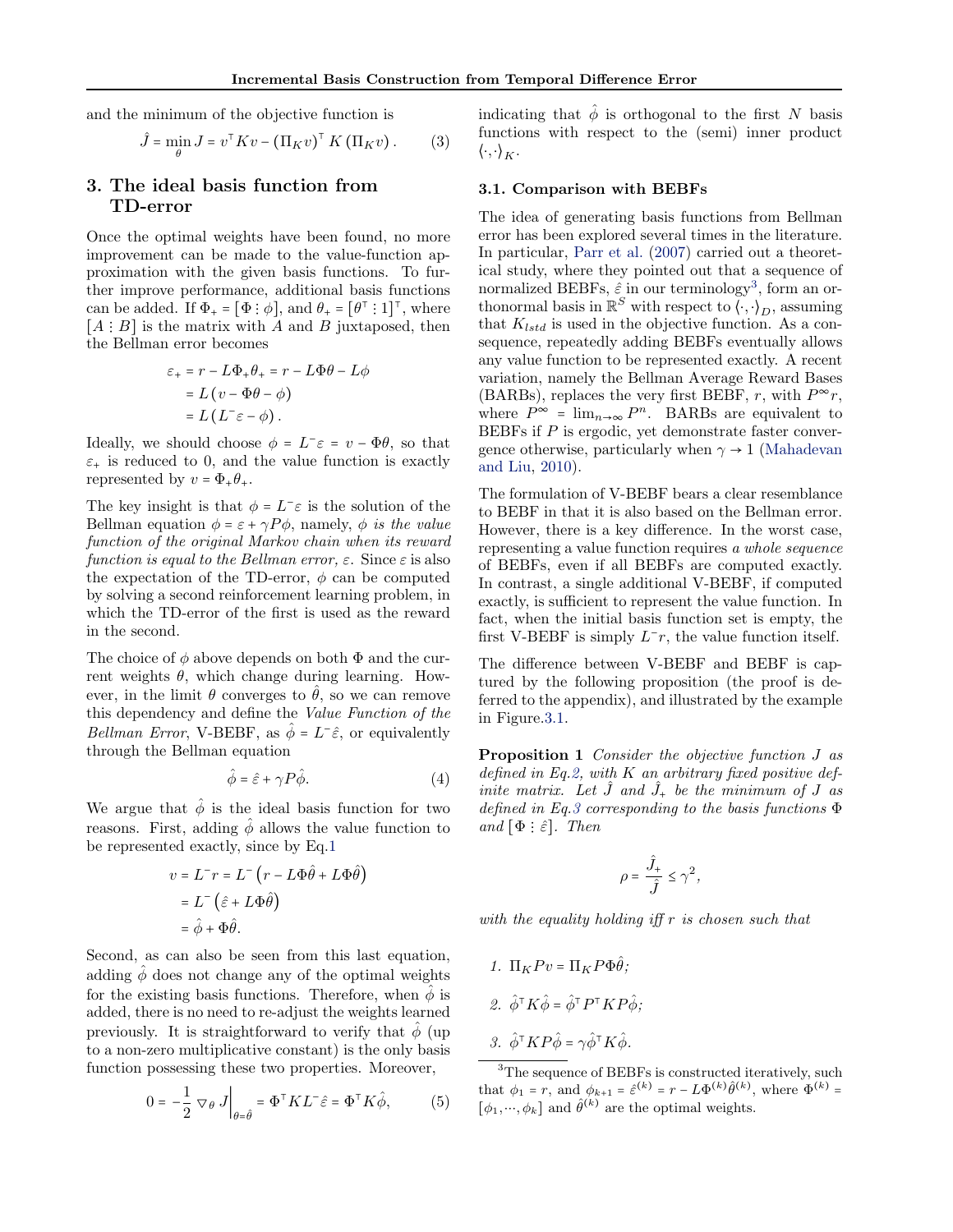and the minimum of the objective function is

$$\hat{J} = \min_{\theta} J = v^\top K v - (\Pi_K v)^\top K (\Pi_K v). \tag{3}$$

## 3. The ideal basis function from TD-error

Once the optimal weights have been found, no more improvement can be made to the value-function approximation with the given basis functions. To further improve performance, additional basis functions can be added. If $\Phi_+ = [\Phi \vdots \phi]$, and $\theta_+ = [\theta^\top \vdots 1]^\top$, where $[A \vdots B]$ is the matrix with $A$ and $B$ juxtaposed, then the Bellman error becomes

$$\begin{aligned}
\varepsilon_+ &= r - L\Phi_+\theta_+ = r - L\Phi\theta - L\phi \\
&= L\left(v - \Phi\theta - \phi\right) \\
&= L\left(L^- \varepsilon - \phi\right).
\end{aligned}$$

Ideally, we should choose $\phi = L^-\varepsilon = v - \Phi\theta$, so that $\varepsilon_+$ is reduced to 0, and the value function is exactly represented by $v = \Phi_+\theta_+$.

The key insight is that $\phi = L^-\varepsilon$ is the solution of the Bellman equation $\phi = \varepsilon + \gamma P \phi$, namely, *$\phi$ is the value function of the original Markov chain when its reward function is equal to the Bellman error, $\varepsilon$.* Since $\varepsilon$ is also the expectation of the TD-error, $\phi$ can be computed by solving a second reinforcement learning problem, in which the TD-error of the first is used as the reward in the second.

The choice of $\phi$ above depends on both $\Phi$ and the current weights $\theta$, which change during learning. However, in the limit $\theta$ converges to $\hat{\theta}$, so we can remove this dependency and define the *Value Function of the Bellman Error*, V-BEBF, as $\hat{\phi} = L^-\hat{\varepsilon}$, or equivalently through the Bellman equation

$$\hat{\phi} = \hat{\varepsilon} + \gamma P \hat{\phi}. \tag{4}$$

We argue that $\hat{\phi}$ is the ideal basis function for two reasons. First, adding $\hat{\phi}$ allows the value function to be represented exactly, since by Eq.1

$$\begin{aligned}
v = L^- r &= L^-\left(r - L\Phi\hat{\theta} + L\Phi\hat{\theta}\right) \\
&= L^-\left(\hat{\varepsilon} + L\Phi\hat{\theta}\right) \\
&= \hat{\phi} + \Phi\hat{\theta}.
\end{aligned}$$

Second, as can also be seen from this last equation, adding $\hat{\phi}$ does not change any of the optimal weights for the existing basis functions. Therefore, when $\hat{\phi}$ is added, there is no need to re-adjust the weights learned previously. It is straightforward to verify that $\hat{\phi}$ (up to a non-zero multiplicative constant) is the only basis function possessing these two properties. Moreover,

$$0 = -\frac{1}{2} \nabla_\theta J \Big|_{\theta = \hat{\theta}} = \Phi^\top K L^- \hat{\varepsilon} = \Phi^\top K \hat{\phi}, \tag{5}$$

indicating that $\hat{\phi}$ is orthogonal to the first $N$ basis functions with respect to the (semi) inner product $\langle \cdot, \cdot \rangle_K$.

### 3.1. Comparison with BEBFs

The idea of generating basis functions from Bellman error has been explored several times in the literature. In particular, Parr et al. (2007) carried out a theoretical study, where they pointed out that a sequence of normalized BEBFs, $\hat{\varepsilon}$ in our terminology[3], form an orthonormal basis in $\mathbb{R}^S$ with respect to $\langle \cdot, \cdot \rangle_D$, assuming that $K_{lstd}$ is used in the objective function. As a consequence, repeatedly adding BEBFs eventually allows any value function to be represented exactly. A recent variation, namely the Bellman Average Reward Bases (BARBs), replaces the very first BEBF, $r$, with $P^\infty r$, where $P^\infty = \lim_{n\to\infty} P^n$. BARBs are equivalent to BEBFs if $P$ is ergodic, yet demonstrate faster convergence otherwise, particularly when $\gamma \to 1$ (Mahadevan and Liu, 2010).

The formulation of V-BEBF bears a clear resemblance to BEBF in that it is also based on the Bellman error. However, there is a key difference. In the worst case, representing a value function requires *a whole sequence* of BEBFs, even if all BEBFs are computed exactly. In contrast, a single additional V-BEBF, if computed exactly, is sufficient to represent the value function. In fact, when the initial basis function set is empty, the first V-BEBF is simply $L^- r$, the value function itself.

The difference between V-BEBF and BEBF is captured by the following proposition (the proof is deferred to the appendix), and illustrated by the example in Figure.3.1.

**Proposition 1** *Consider the objective function $J$ as defined in Eq.2, with $K$ an arbitrary fixed positive definite matrix. Let $\hat{J}$ and $\hat{J}_+$ be the minimum of $J$ as defined in Eq.3 corresponding to the basis functions $\Phi$ and $[\Phi \vdots \hat{\varepsilon}]$. Then*

$$\rho = \frac{\hat{J}_+}{\hat{J}} \leq \gamma^2,$$

*with the equality holding iff $r$ is chosen such that*

1. *$\Pi_K P v = \Pi_K P \Phi \hat{\theta}$;*
2. *$\hat{\phi}^\top K \hat{\phi} = \hat{\phi}^\top P^\top K P \hat{\phi}$;*
3. *$\hat{\phi}^\top K P \hat{\phi} = \gamma \hat{\phi}^\top K \hat{\phi}$.*

[3] The sequence of BEBFs is constructed iteratively, such that $\phi_1 = r$, and $\phi_{k+1} = \hat{\varepsilon}^{(k)} = r - L\Phi^{(k)}\hat{\theta}^{(k)}$, where $\Phi^{(k)} = [\phi_1, \cdots, \phi_k]$ and $\hat{\theta}^{(k)}$ are the optimal weights.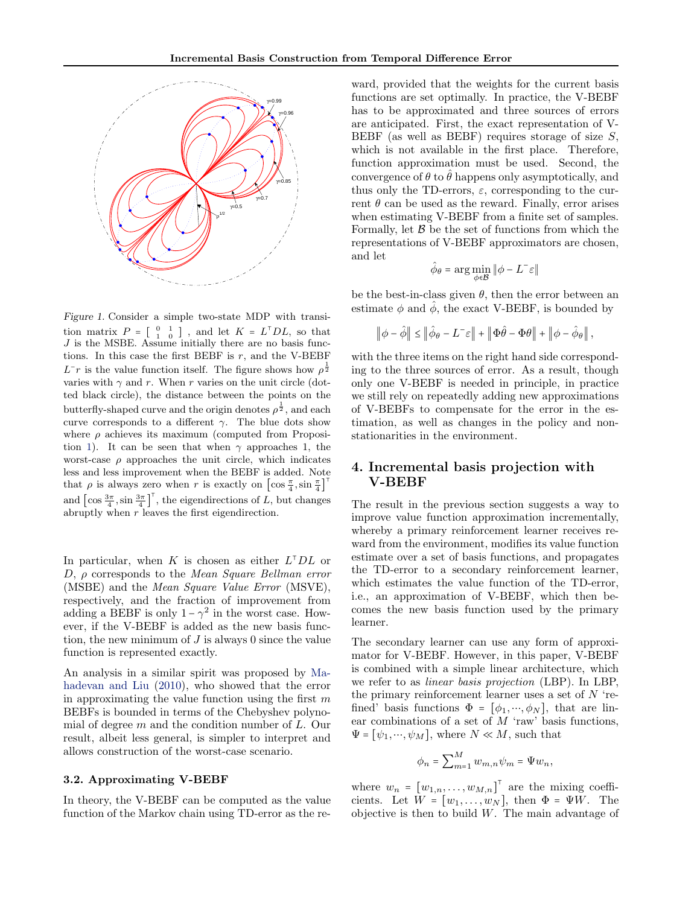*Figure 1.* Consider a simple two-state MDP with transition matrix $P = \begin{bmatrix} 0 & 1 \\ 1 & 0 \end{bmatrix}$, and let $K = L^\top DL$, so that $J$ is the MSBE. Assume initially there are no basis functions. In this case the first BEBF is $r$, and the V-BEBF $L^{-}r$ is the value function itself. The figure shows how $\rho^{\frac{1}{2}}$ varies with $\gamma$ and $r$. When $r$ varies on the unit circle (dotted black circle), the distance between the points on the butterfly-shaped curve and the origin denotes $\rho^{\frac{1}{2}}$, and each curve corresponds to a different $\gamma$. The blue dots show where $\rho$ achieves its maximum (computed from Proposition 1). It can be seen that when $\gamma$ approaches 1, the worst-case $\rho$ approaches the unit circle, which indicates less and less improvement when the BEBF is added. Note that $\rho$ is always zero when $r$ is exactly on $\left[\cos\frac{\pi}{4}, \sin\frac{\pi}{4}\right]^\top$ and $\left[\cos\frac{3\pi}{4}, \sin\frac{3\pi}{4}\right]^\top$, the eigendirections of $L$, but changes abruptly when $r$ leaves the first eigendirection.

In particular, when $K$ is chosen as either $L^\top DL$ or $D$, $\rho$ corresponds to the *Mean Square Bellman error* (MSBE) and the *Mean Square Value Error* (MSVE), respectively, and the fraction of improvement from adding a BEBF is only $1-\gamma^2$ in the worst case. However, if the V-BEBF is added as the new basis function, the new minimum of $J$ is always 0 since the value function is represented exactly.

An analysis in a similar spirit was proposed by Mahadevan and Liu (2010), who showed that the error in approximating the value function using the first $m$ BEBFs is bounded in terms of the Chebyshev polynomial of degree $m$ and the condition number of $L$. Our result, albeit less general, is simpler to interpret and allows construction of the worst-case scenario.

### 3.2. Approximating V-BEBF

In theory, the V-BEBF can be computed as the value function of the Markov chain using TD-error as the reward, provided that the weights for the current basis functions are set optimally. In practice, the V-BEBF has to be approximated and three sources of errors are anticipated. First, the exact representation of V-BEBF (as well as BEBF) requires storage of size $S$, which is not available in the first place. Therefore, function approximation must be used. Second, the convergence of $\theta$ to $\hat{\theta}$ happens only asymptotically, and thus only the TD-errors, $\varepsilon$, corresponding to the current $\theta$ can be used as the reward. Finally, error arises when estimating V-BEBF from a finite set of samples. Formally, let $\mathcal{B}$ be the set of functions from which the representations of V-BEBF approximators are chosen, and let

$$\hat{\phi}_\theta = \arg\min_{\phi\in\mathcal{B}} \|\phi - L^{-}\varepsilon\|$$

be the best-in-class given $\theta$, then the error between an estimate $\phi$ and $\hat{\phi}$, the exact V-BEBF, is bounded by

$$\left\|\phi - \hat{\phi}\right\| \leq \left\|\hat{\phi}_\theta - L^{-}\varepsilon\right\| + \left\|\Phi\hat{\theta} - \Phi\theta\right\| + \left\|\phi - \hat{\phi}_\theta\right\|,$$

with the three items on the right hand side corresponding to the three sources of error. As a result, though only one V-BEBF is needed in principle, in practice we still rely on repeatedly adding new approximations of V-BEBFs to compensate for the error in the estimation, as well as changes in the policy and non-stationarities in the environment.

## 4. Incremental basis projection with V-BEBF

The result in the previous section suggests a way to improve value function approximation incrementally, whereby a primary reinforcement learner receives reward from the environment, modifies its value function estimate over a set of basis functions, and propagates the TD-error to a secondary reinforcement learner, which estimates the value function of the TD-error, i.e., an approximation of V-BEBF, which then becomes the new basis function used by the primary learner.

The secondary learner can use any form of approximator for V-BEBF. However, in this paper, V-BEBF is combined with a simple linear architecture, which we refer to as *linear basis projection* (LBP). In LBP, the primary reinforcement learner uses a set of $N$ 'refined' basis functions $\Phi = [\phi_1, \cdots, \phi_N]$, that are linear combinations of a set of $M$ 'raw' basis functions, $\Psi = [\psi_1, \cdots, \psi_M]$, where $N \ll M$, such that

$$\phi_n = \sum_{m=1}^{M} w_{m,n}\psi_m = \Psi w_n,$$

where $w_n = [w_{1,n}, \ldots, w_{M,n}]^\top$ are the mixing coefficients. Let $W = [w_1, \ldots, w_N]$, then $\Phi = \Psi W$. The objective is then to build $W$. The main advantage of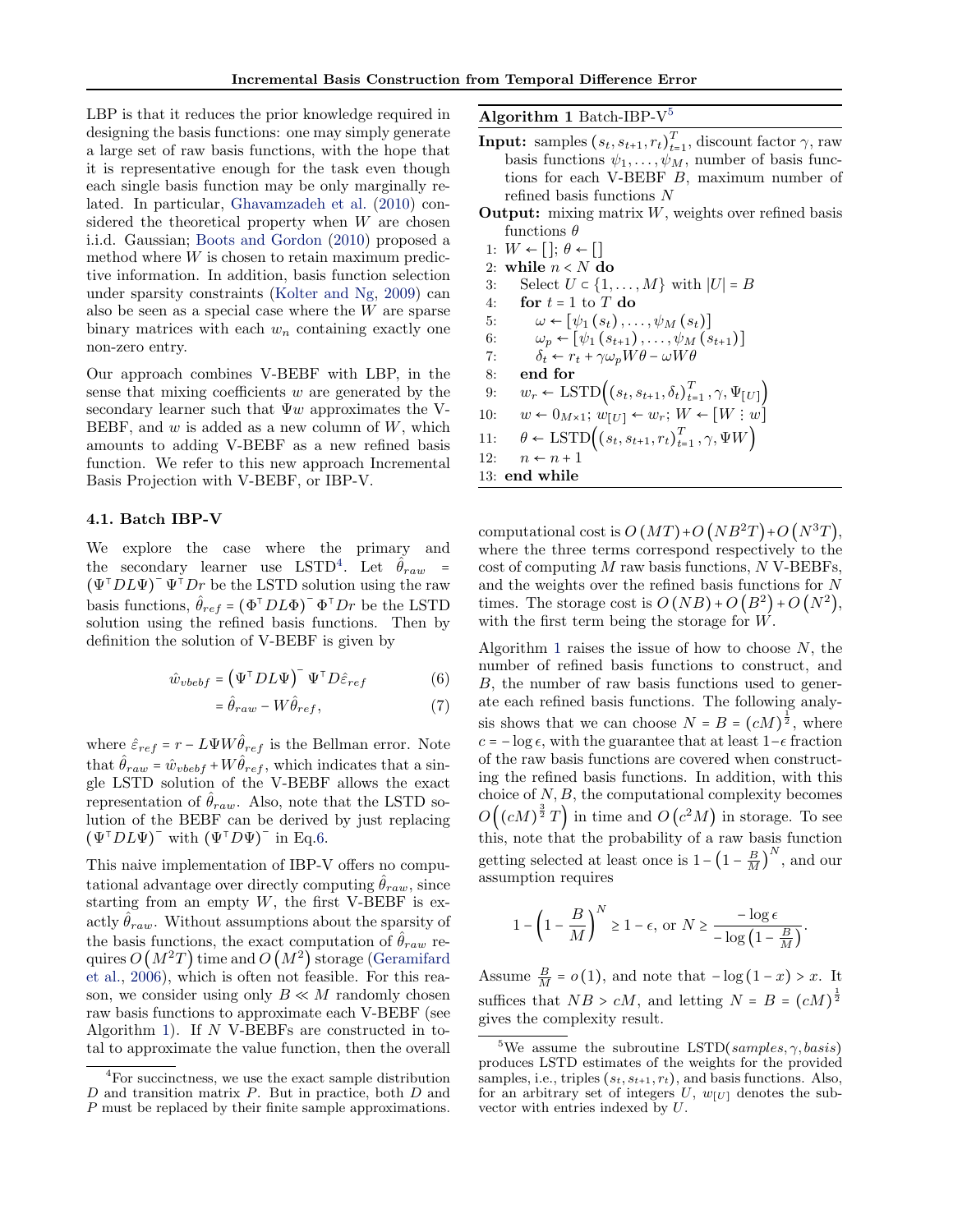LBP is that it reduces the prior knowledge required in designing the basis functions: one may simply generate a large set of raw basis functions, with the hope that it is representative enough for the task even though each single basis function may be only marginally related. In particular, Ghavamzadeh et al. (2010) considered the theoretical property when $W$ are chosen i.i.d. Gaussian; Boots and Gordon (2010) proposed a method where $W$ is chosen to retain maximum predictive information. In addition, basis function selection under sparsity constraints (Kolter and Ng, 2009) can also be seen as a special case where the $W$ are sparse binary matrices with each $w_n$ containing exactly one non-zero entry.

Our approach combines V-BEBF with LBP, in the sense that mixing coefficients $w$ are generated by the secondary learner such that $\Psi w$ approximates the V-BEBF, and $w$ is added as a new column of $W$, which amounts to adding V-BEBF as a new refined basis function. We refer to this new approach Incremental Basis Projection with V-BEBF, or IBP-V.

### 4.1. Batch IBP-V

We explore the case where the primary and the secondary learner use LSTD[4]. Let $\hat{\theta}_{raw} = (\Psi^\intercal DL\Psi)^- \Psi^\intercal Dr$ be the LSTD solution using the raw basis functions, $\hat{\theta}_{ref} = (\Phi^\intercal DL\Phi)^- \Phi^\intercal Dr$ be the LSTD solution using the refined basis functions. Then by definition the solution of V-BEBF is given by

$$\hat{w}_{vbebf} = \left(\Psi^\intercal DL\Psi\right)^- \Psi^\intercal D\hat{\varepsilon}_{ref} \tag{6}$$

$$= \hat{\theta}_{raw} - W\hat{\theta}_{ref}, \tag{7}$$

where $\hat{\varepsilon}_{ref} = r - L\Psi W\hat{\theta}_{ref}$ is the Bellman error. Note that $\hat{\theta}_{raw} = \hat{w}_{vbebf} + W\hat{\theta}_{ref}$, which indicates that a single LSTD solution of the V-BEBF allows the exact representation of $\hat{\theta}_{raw}$. Also, note that the LSTD solution of the BEBF can be derived by just replacing $(\Psi^\intercal DL\Psi)^-$ with $(\Psi^\intercal D\Psi)^-$ in Eq.6.

This naive implementation of IBP-V offers no computational advantage over directly computing $\hat{\theta}_{raw}$, since starting from an empty $W$, the first V-BEBF is exactly $\hat{\theta}_{raw}$. Without assumptions about the sparsity of the basis functions, the exact computation of $\hat{\theta}_{raw}$ requires $O(M^2T)$ time and $O(M^2)$ storage (Geramifard et al., 2006), which is often not feasible. For this reason, we consider using only $B \ll M$ randomly chosen raw basis functions to approximate each V-BEBF (see Algorithm 1). If $N$ V-BEBFs are constructed in total to approximate the value function, then the overall computational cost is $O(MT)+O(NB^2T)+O(N^3T)$, where the three terms correspond respectively to the cost of computing $M$ raw basis functions, $N$ V-BEBFs, and the weights over the refined basis functions for $N$ times. The storage cost is $O(NB)+O(B^2)+O(N^2)$, with the first term being the storage for $W$.

**Algorithm 1** Batch-IBP-V[5]

**Input:** samples $(s_t, s_{t+1}, r_t)_{t=1}^T$, discount factor $\gamma$, raw basis functions $\psi_1, \ldots, \psi_M$, number of basis functions for each V-BEBF $B$, maximum number of refined basis functions $N$

**Output:** mixing matrix $W$, weights over refined basis functions $\theta$

1: $W \leftarrow [\,]$; $\theta \leftarrow [\,]$
2: **while** $n < N$ **do**
3: Select $U \subset \{1, \ldots, M\}$ with $|U| = B$
4: **for** $t = 1$ to $T$ **do**
5: $\omega \leftarrow [\psi_1(s_t), \ldots, \psi_M(s_t)]$
6: $\omega_p \leftarrow [\psi_1(s_{t+1}), \ldots, \psi_M(s_{t+1})]$
7: $\delta_t \leftarrow r_t + \gamma\omega_p W\theta - \omega W\theta$
8: **end for**
9: $w_r \leftarrow \text{LSTD}\left((s_t, s_{t+1}, \delta_t)_{t=1}^T, \gamma, \Psi_{[U]}\right)$
10: $w \leftarrow 0_{M\times 1}$; $w_{[U]} \leftarrow w_r$; $W \leftarrow [W : w]$
11: $\theta \leftarrow \text{LSTD}\left((s_t, s_{t+1}, r_t)_{t=1}^T, \gamma, \Psi W\right)$
12: $n \leftarrow n + 1$
13: **end while**

Algorithm 1 raises the issue of how to choose $N$, the number of refined basis functions to construct, and $B$, the number of raw basis functions used to generate each refined basis functions. The following analysis shows that we can choose $N = B = (cM)^{\frac{1}{2}}$, where $c = -\log\epsilon$, with the guarantee that at least $1-\epsilon$ fraction of the raw basis functions are covered when constructing the refined basis functions. In addition, with this choice of $N, B$, the computational complexity becomes $O\left((cM)^{\frac{3}{2}}T\right)$ in time and $O(c^2M)$ in storage. To see this, note that the probability of a raw basis function getting selected at least once is $1-\left(1-\frac{B}{M}\right)^N$, and our assumption requires

$$1-\left(1-\frac{B}{M}\right)^N \geq 1-\epsilon, \text{ or } N \geq \frac{-\log\epsilon}{-\log\left(1-\frac{B}{M}\right)}.$$

Assume $\frac{B}{M} = o(1)$, and note that $-\log(1-x) > x$. It suffices that $NB > cM$, and letting $N = B = (cM)^{\frac{1}{2}}$ gives the complexity result.

[4] For succinctness, we use the exact sample distribution $D$ and transition matrix $P$. But in practice, both $D$ and $P$ must be replaced by their finite sample approximations.

[5] We assume the subroutine LSTD(*samples*, $\gamma$, *basis*) produces LSTD estimates of the weights for the provided samples, i.e., triples $(s_t, s_{t+1}, r_t)$, and basis functions. Also, for an arbitrary set of integers $U$, $w_{[U]}$ denotes the subvector with entries indexed by $U$.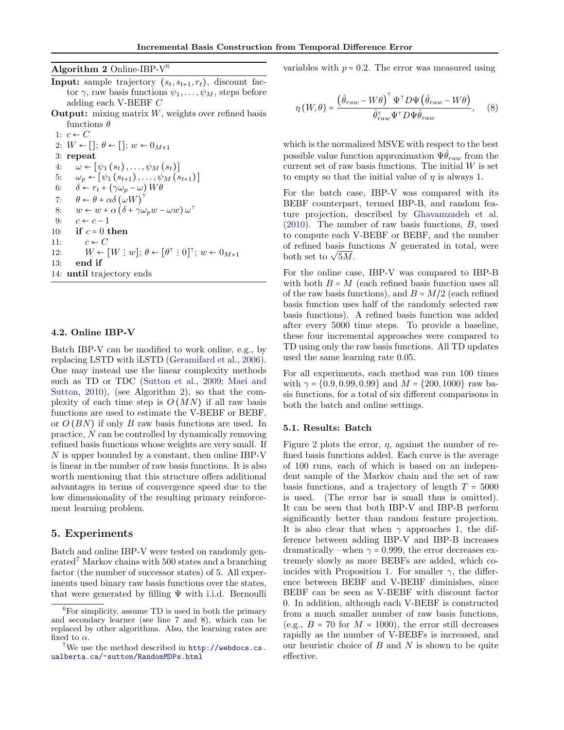**Algorithm 2** Online-IBP-V[6]

**Input:** sample trajectory $(s_t, s_{t+1}, r_t)$, discount factor $\gamma$, raw basis functions $\psi_1, \ldots, \psi_M$, steps before adding each V-BEBF $C$

**Output:** mixing matrix $W$, weights over refined basis functions $\theta$

1: $c \leftarrow C$
2: $W \leftarrow []$; $\theta \leftarrow []$; $w \leftarrow 0_{M\times 1}$
3: **repeat**
4: $\quad\omega \leftarrow [\psi_1(s_t), \ldots, \psi_M(s_t)]$
5: $\quad\omega_p \leftarrow [\psi_1(s_{t+1}), \ldots, \psi_M(s_{t+1})]$
6: $\quad\delta \leftarrow r_t + (\gamma\omega_p - \omega) W\theta$
7: $\quad\theta \leftarrow \theta + \alpha\delta(\omega W)^\top$
8: $\quad w \leftarrow w + \alpha(\delta + \gamma\omega_p w - \omega w)\omega^\top$
9: $\quad c \leftarrow c - 1$
10: $\quad$**if** $c = 0$ **then**
11: $\quad\quad c \leftarrow C$
12: $\quad\quad W \leftarrow [W \,\vdots\, w]$; $\theta \leftarrow [\theta^\top \,\vdots\, 0]^\top$; $w \leftarrow 0_{M\times 1}$
13: $\quad$**end if**
14: **until** trajectory ends

### 4.2. Online IBP-V

Batch IBP-V can be modified to work online, e.g., by replacing LSTD with iLSTD (Geramifard et al., 2006). One may instead use the linear complexity methods such as TD or TDC (Sutton et al., 2009; Maei and Sutton, 2010), (see Algorithm 2), so that the complexity of each time step is $O(MN)$ if all raw basis functions are used to estimate the V-BEBF or BEBF, or $O(BN)$ if only $B$ raw basis functions are used. In practice, $N$ can be controlled by dynamically removing refined basis functions whose weights are very small. If $N$ is upper bounded by a constant, then online IBP-V is linear in the number of raw basis functions. It is also worth mentioning that this structure offers additional advantages in terms of convergence speed due to the low dimensionality of the resulting primary reinforcement learning problem.

## 5. Experiments

Batch and online IBP-V were tested on randomly generated[7] Markov chains with 500 states and a branching factor (the number of successor states) of 5. All experiments used binary raw basis functions over the states, that were generated by filling $\Psi$ with i.i.d. Bernoulli variables with $p = 0.2$. The error was measured using

$$\eta(W, \theta) = \frac{\left(\hat{\theta}_{raw} - W\theta\right)^\top \Psi^\top D \Psi \left(\hat{\theta}_{raw} - W\theta\right)}{\hat{\theta}_{raw}^\top \Psi^\top D \Psi \hat{\theta}_{raw}}, \quad (8)$$

which is the normalized MSVE with respect to the best possible value function approximation $\Psi\hat{\theta}_{raw}$ from the current set of raw basis functions. The initial $W$ is set to empty so that the initial value of $\eta$ is always 1.

For the batch case, IBP-V was compared with its BEBF counterpart, termed IBP-B, and random feature projection, described by Ghavamzadeh et al. (2010). The number of raw basis functions, $B$, used to compute each V-BEBF or BEBF, and the number of refined basis functions $N$ generated in total, were both set to $\sqrt{5M}$.

For the online case, IBP-V was compared to IBP-B with both $B = M$ (each refined basis function uses all of the raw basis functions), and $B = M/2$ (each refined basis function uses half of the randomly selected raw basis functions). A refined basis function was added after every 5000 time steps. To provide a baseline, these four incremental approaches were compared to TD using only the raw basis functions. All TD updates used the same learning rate 0.05.

For all experiments, each method was run 100 times with $\gamma = \{0.9, 0.99, 0.99\}$ and $M = \{200, 1000\}$ raw basis functions, for a total of six different comparisons in both the batch and online settings.

### 5.1. Results: Batch

Figure 2 plots the error, $\eta$, against the number of refined basis functions added. Each curve is the average of 100 runs, each of which is based on an independent sample of the Markov chain and the set of raw basis functions, and a trajectory of length $T = 5000$ is used. (The error bar is small thus is omitted). It can be seen that both IBP-V and IBP-B perform significantly better than random feature projection. It is also clear that when $\gamma$ approaches 1, the difference between adding IBP-V and IBP-B increases dramatically—when $\gamma = 0.999$, the error decreases extremely slowly as more BEBFs are added, which coincides with Proposition 1. For smaller $\gamma$, the difference between BEBF and V-BEBF diminishes, since BEBF can be seen as V-BEBF with discount factor 0. In addition, although each V-BEBF is constructed from a much smaller number of raw basis functions, (e.g., $B = 70$ for $M = 1000$), the error still decreases rapidly as the number of V-BEBFs is increased, and our heuristic choice of $B$ and $N$ is shown to be quite effective.

---

[6] For simplicity, assume TD is used in both the primary and secondary learner (see line 7 and 8), which can be replaced by other algorithms. Also, the learning rates are fixed to $\alpha$.

[7] We use the method described in http://webdocs.cs.ualberta.ca/~sutton/RandomMDPs.html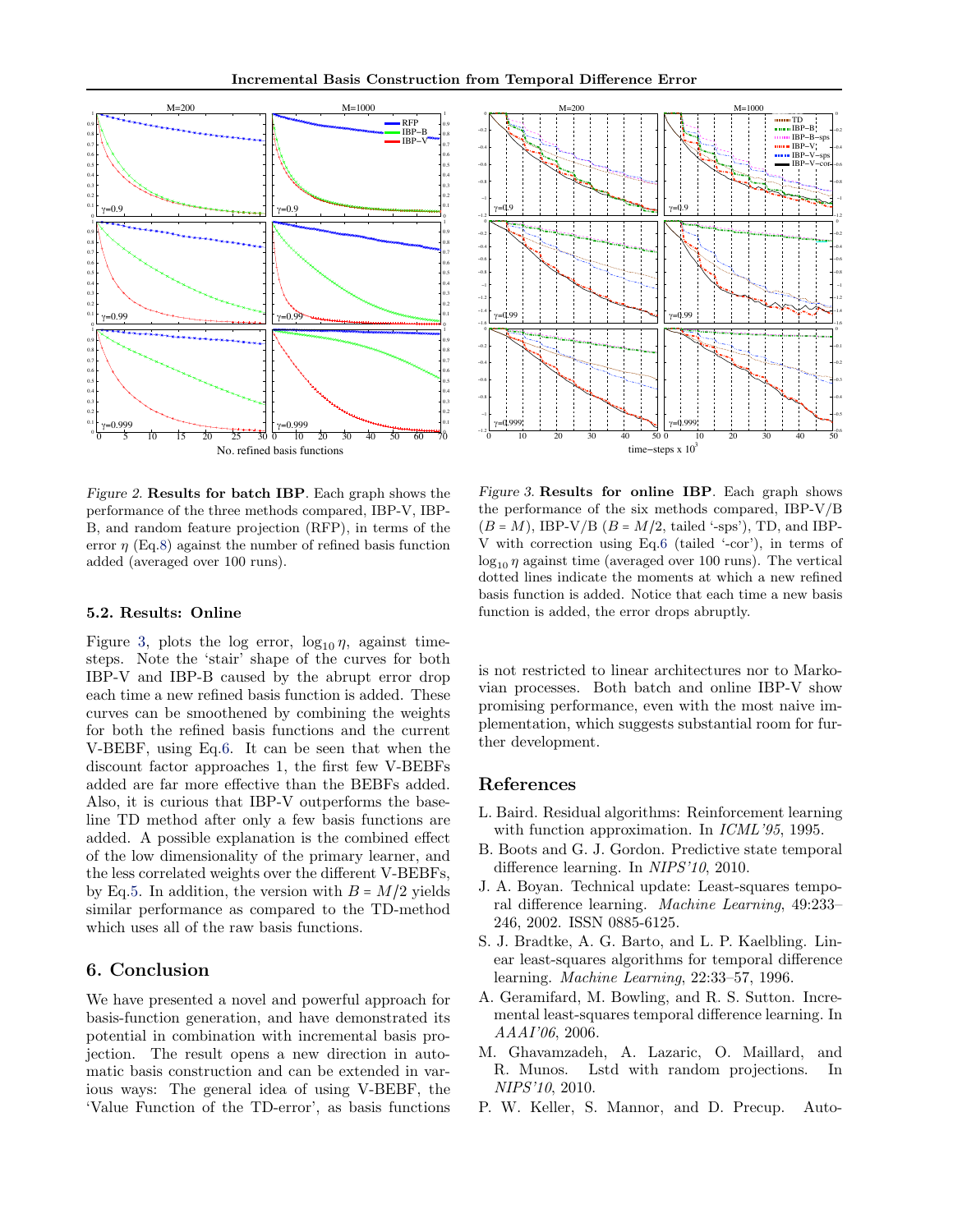*Figure 2.* **Results for batch IBP**. Each graph shows the performance of the three methods compared, IBP-V, IBP-B, and random feature projection (RFP), in terms of the error $\eta$ (Eq.8) against the number of refined basis function added (averaged over 100 runs).

*Figure 3.* **Results for online IBP**. Each graph shows the performance of the six methods compared, IBP-V/B ($B = M$), IBP-V/B ($B = M/2$, tailed '-sps'), TD, and IBP-V with correction using Eq.6 (tailed '-cor'), in terms of $\log_{10} \eta$ against time (averaged over 100 runs). The vertical dotted lines indicate the moments at which a new refined basis function is added. Notice that each time a new basis function is added, the error drops abruptly.

### 5.2. Results: Online

Figure 3, plots the log error, $\log_{10} \eta$, against time-steps. Note the 'stair' shape of the curves for both IBP-V and IBP-B caused by the abrupt error drop each time a new refined basis function is added. These curves can be smoothened by combining the weights for both the refined basis functions and the current V-BEBF, using Eq.6. It can be seen that when the discount factor approaches 1, the first few V-BEBFs added are far more effective than the BEBFs added. Also, it is curious that IBP-V outperforms the baseline TD method after only a few basis functions are added. A possible explanation is the combined effect of the low dimensionality of the primary learner, and the less correlated weights over the different V-BEBFs, by Eq.5. In addition, the version with $B = M/2$ yields similar performance as compared to the TD-method which uses all of the raw basis functions.

## 6. Conclusion

We have presented a novel and powerful approach for basis-function generation, and have demonstrated its potential in combination with incremental basis projection. The result opens a new direction in automatic basis construction and can be extended in various ways: The general idea of using V-BEBF, the 'Value Function of the TD-error', as basis functions is not restricted to linear architectures nor to Markovian processes. Both batch and online IBP-V show promising performance, even with the most naive implementation, which suggests substantial room for further development.

## References

L. Baird. Residual algorithms: Reinforcement learning with function approximation. In *ICML'95*, 1995.

B. Boots and G. J. Gordon. Predictive state temporal difference learning. In *NIPS'10*, 2010.

J. A. Boyan. Technical update: Least-squares temporal difference learning. *Machine Learning*, 49:233–246, 2002. ISSN 0885-6125.

S. J. Bradtke, A. G. Barto, and L. P. Kaelbling. Linear least-squares algorithms for temporal difference learning. *Machine Learning*, 22:33–57, 1996.

A. Geramifard, M. Bowling, and R. S. Sutton. Incremental least-squares temporal difference learning. In *AAAI'06*, 2006.

M. Ghavamzadeh, A. Lazaric, O. Maillard, and R. Munos. Lstd with random projections. In *NIPS'10*, 2010.

P. W. Keller, S. Mannor, and D. Precup. Auto-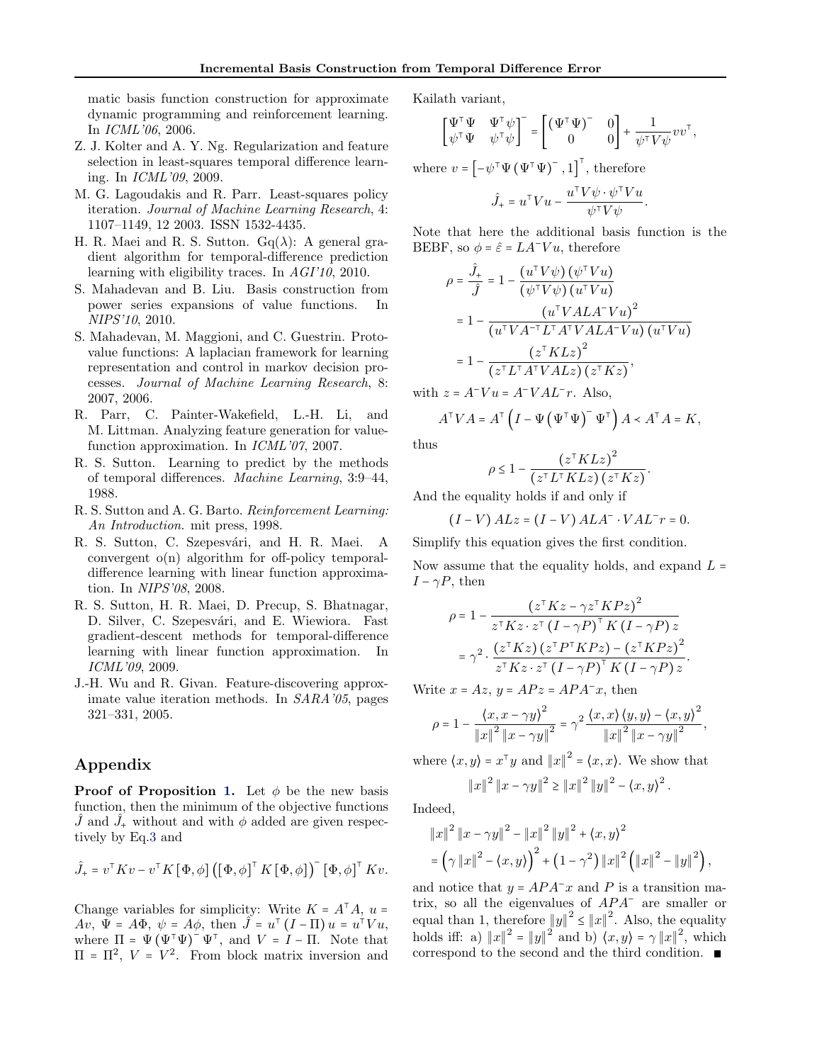matic basis function construction for approximate dynamic programming and reinforcement learning. In *ICML'06*, 2006.

Z. J. Kolter and A. Y. Ng. Regularization and feature selection in least-squares temporal difference learning. In *ICML'09*, 2009.

M. G. Lagoudakis and R. Parr. Least-squares policy iteration. *Journal of Machine Learning Research*, 4: 1107–1149, 12 2003. ISSN 1532-4435.

H. R. Maei and R. S. Sutton. Gq($\lambda$): A general gradient algorithm for temporal-difference prediction learning with eligibility traces. In *AGI'10*, 2010.

S. Mahadevan and B. Liu. Basis construction from power series expansions of value functions. In *NIPS'10*, 2010.

S. Mahadevan, M. Maggioni, and C. Guestrin. Proto-value functions: A laplacian framework for learning representation and control in markov decision processes. *Journal of Machine Learning Research*, 8: 2007, 2006.

R. Parr, C. Painter-Wakefield, L.-H. Li, and M. Littman. Analyzing feature generation for value-function approximation. In *ICML'07*, 2007.

R. S. Sutton. Learning to predict by the methods of temporal differences. *Machine Learning*, 3:9–44, 1988.

R. S. Sutton and A. G. Barto. *Reinforcement Learning: An Introduction*. mit press, 1998.

R. S. Sutton, C. Szepesvári, and H. R. Maei. A convergent o(n) algorithm for off-policy temporal-difference learning with linear function approximation. In *NIPS'08*, 2008.

R. S. Sutton, H. R. Maei, D. Precup, S. Bhatnagar, D. Silver, C. Szepesvári, and E. Wiewiora. Fast gradient-descent methods for temporal-difference learning with linear function approximation. In *ICML'09*, 2009.

J.-H. Wu and R. Givan. Feature-discovering approximate value iteration methods. In *SARA'05*, pages 321–331, 2005.

## Appendix

**Proof of Proposition 1.** Let $\phi$ be the new basis function, then the minimum of the objective functions $\hat{J}$ and $\hat{J}_+$ without and with $\phi$ added are given respectively by Eq.3 and

$$\hat{J}_+ = v^\top K v - v^\top K \left[\Phi, \phi\right] \left(\left[\Phi, \phi\right]^\top K \left[\Phi, \phi\right]\right)^- \left[\Phi, \phi\right]^\top K v.$$

Change variables for simplicity: Write $K = A^\top A$, $u = Av$, $\Psi = A\Phi$, $\psi = A\phi$, then $\hat{J} = u^\top (I - \Pi) u = u^\top V u$, where $\Pi = \Psi \left(\Psi^\top \Psi\right)^- \Psi^\top$, and $V = I - \Pi$. Note that $\Pi = \Pi^2$, $V = V^2$. From block matrix inversion and Kailath variant,

$$\begin{bmatrix} \Psi^\top \Psi & \Psi^\top \psi \\ \psi^\top \Psi & \psi^\top \psi \end{bmatrix}^- = \begin{bmatrix} \left(\Psi^\top \Psi\right)^- & 0 \\ 0 & 0 \end{bmatrix} + \frac{1}{\psi^\top V \psi} v v^\top,$$

where $v = \left[-\psi^\top \Psi \left(\Psi^\top \Psi\right)^-, 1\right]^\top$, therefore

$$\hat{J}_+ = u^\top V u - \frac{u^\top V \psi \cdot \psi^\top V u}{\psi^\top V \psi}.$$

Note that here the additional basis function is the BEBF, so $\phi = \hat{\varepsilon} = LA^- V u$, therefore

$$\begin{aligned}
\rho = \frac{\hat{J}_+}{\hat{J}} &= 1 - \frac{\left(u^\top V \psi\right)\left(\psi^\top V u\right)}{\left(\psi^\top V \psi\right)\left(u^\top V u\right)} \\
&= 1 - \frac{\left(u^\top V A L A^- V u\right)^2}{\left(u^\top V A^{-\top} L^\top A^\top V A L A^- V u\right)\left(u^\top V u\right)} \\
&= 1 - \frac{\left(z^\top K L z\right)^2}{\left(z^\top L^\top A^\top V A L z\right)\left(z^\top K z\right)},
\end{aligned}$$

with $z = A^- V u = A^- V A L^- r$. Also,

$$A^\top V A = A^\top \left(I - \Psi \left(\Psi^\top \Psi\right)^- \Psi^\top\right) A \prec A^\top A = K,$$

thus

$$\rho \leq 1 - \frac{\left(z^\top K L z\right)^2}{\left(z^\top L^\top K L z\right)\left(z^\top K z\right)}.$$

And the equality holds if and only if

$$(I - V) A L z = (I - V) A L A^- \cdot V A L^- r = 0.$$

Simplify this equation gives the first condition.

Now assume that the equality holds, and expand $L = I - \gamma P$, then

$$\begin{aligned}
\rho &= 1 - \frac{\left(z^\top K z - \gamma z^\top K P z\right)^2}{z^\top K z \cdot z^\top \left(I - \gamma P\right)^\top K \left(I - \gamma P\right) z} \\
&= \gamma^2 \cdot \frac{\left(z^\top K z\right)\left(z^\top P^\top K P z\right) - \left(z^\top K P z\right)^2}{z^\top K z \cdot z^\top \left(I - \gamma P\right)^\top K \left(I - \gamma P\right) z}.
\end{aligned}$$

Write $x = Az$, $y = APz = APA^- x$, then

$$\rho = 1 - \frac{\langle x, x - \gamma y\rangle^2}{\|x\|^2 \|x - \gamma y\|^2} = \gamma^2 \frac{\langle x, x\rangle \langle y, y\rangle - \langle x, y\rangle^2}{\|x\|^2 \|x - \gamma y\|^2},$$

where $\langle x, y\rangle = x^\top y$ and $\|x\|^2 = \langle x, x\rangle$. We show that

$$\|x\|^2 \|x - \gamma y\|^2 \geq \|x\|^2 \|y\|^2 - \langle x, y\rangle^2.$$

Indeed,

$$\begin{aligned}
&\|x\|^2 \|x - \gamma y\|^2 - \|x\|^2 \|y\|^2 + \langle x, y\rangle^2 \\
&= \left(\gamma \|x\|^2 - \langle x, y\rangle\right)^2 + \left(1 - \gamma^2\right) \|x\|^2 \left(\|x\|^2 - \|y\|^2\right),
\end{aligned}$$

and notice that $y = APA^- x$ and $P$ is a transition matrix, so all the eigenvalues of $APA^-$ are smaller or equal than 1, therefore $\|y\|^2 \leq \|x\|^2$. Also, the equality holds iff: a) $\|x\|^2 = \|y\|^2$ and b) $\langle x, y\rangle = \gamma \|x\|^2$, which correspond to the second and the third condition. ∎